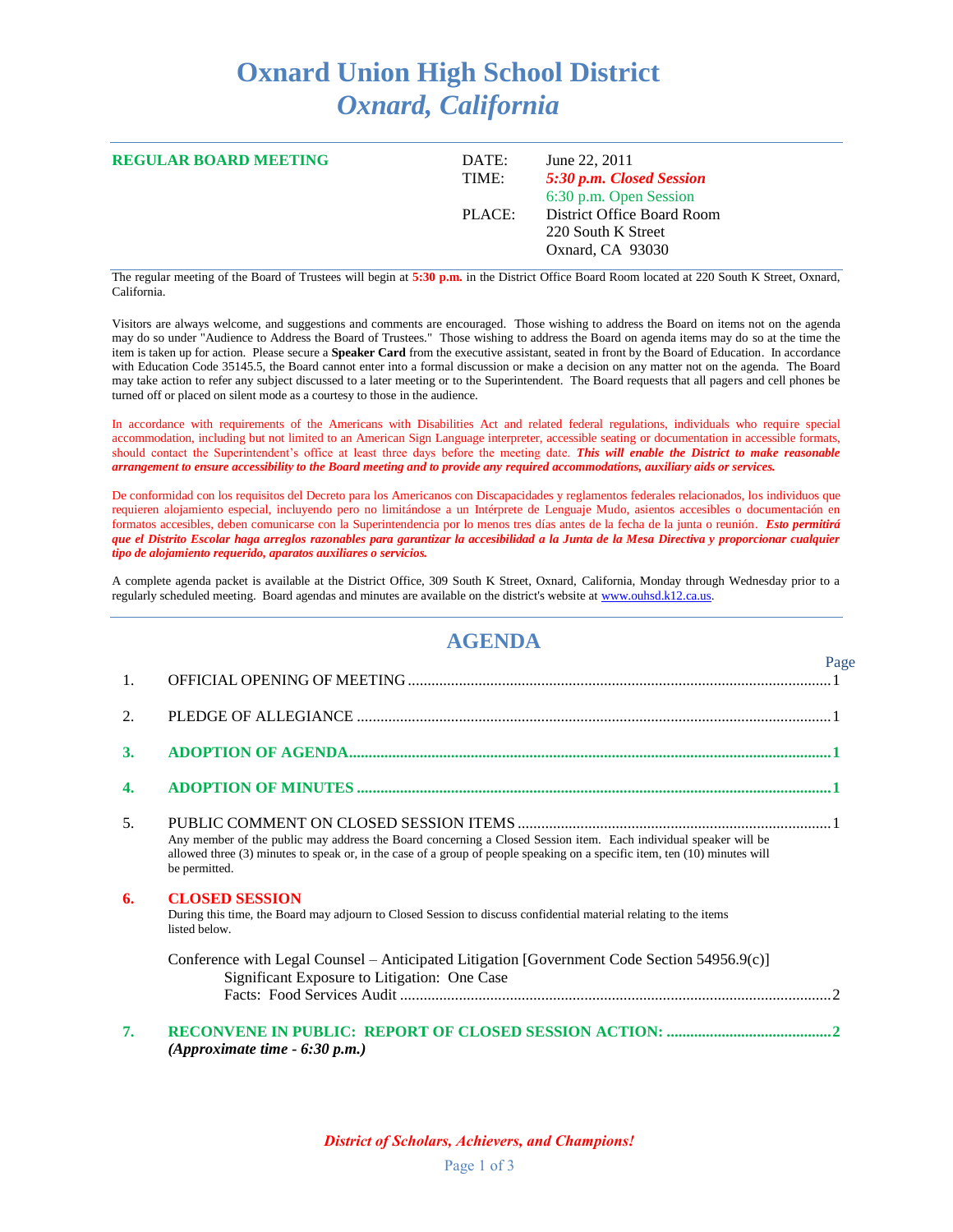# Oxnard Union High School District
## *Oxnard, California*

**REGULAR BOARD MEETING**

| | |
|---|---|
| DATE: | June 22, 2011 |
| TIME: | ***5:30 p.m. Closed Session*** |
| | 6:30 p.m. Open Session |
| PLACE: | District Office Board Room |
| | 220 South K Street |
| | Oxnard, CA 93030 |

The regular meeting of the Board of Trustees will begin at **5:30 p.m.** in the District Office Board Room located at 220 South K Street, Oxnard, California.

Visitors are always welcome, and suggestions and comments are encouraged. Those wishing to address the Board on items not on the agenda may do so under "Audience to Address the Board of Trustees." Those wishing to address the Board on agenda items may do so at the time the item is taken up for action. Please secure a **Speaker Card** from the executive assistant, seated in front by the Board of Education. In accordance with Education Code 35145.5, the Board cannot enter into a formal discussion or make a decision on any matter not on the agenda. The Board may take action to refer any subject discussed to a later meeting or to the Superintendent. The Board requests that all pagers and cell phones be turned off or placed on silent mode as a courtesy to those in the audience.

In accordance with requirements of the Americans with Disabilities Act and related federal regulations, individuals who require special accommodation, including but not limited to an American Sign Language interpreter, accessible seating or documentation in accessible formats, should contact the Superintendent's office at least three days before the meeting date. ***This will enable the District to make reasonable arrangement to ensure accessibility to the Board meeting and to provide any required accommodations, auxiliary aids or services.***

De conformidad con los requisitos del Decreto para los Americanos con Discapacidades y reglamentos federales relacionados, los individuos que requieren alojamiento especial, incluyendo pero no limitándose a un Intérprete de Lenguaje Mudo, asientos accesibles o documentación en formatos accesibles, deben comunicarse con la Superintendencia por lo menos tres días antes de la fecha de la junta o reunión. ***Esto permitirá que el Distrito Escolar haga arreglos razonables para garantizar la accesibilidad a la Junta de la Mesa Directiva y proporcionar cualquier tipo de alojamiento requerido, aparatos auxiliares o servicios.***

A complete agenda packet is available at the District Office, 309 South K Street, Oxnard, California, Monday through Wednesday prior to a regularly scheduled meeting. Board agendas and minutes are available on the district's website at www.ouhsd.k12.ca.us.

## AGENDA

| | | Page |
|---|---|---|
| 1. | OFFICIAL OPENING OF MEETING | 1 |
| 2. | PLEDGE OF ALLEGIANCE | 1 |
| **3.** | **ADOPTION OF AGENDA** | **1** |
| **4.** | **ADOPTION OF MINUTES** | **1** |
| 5. | PUBLIC COMMENT ON CLOSED SESSION ITEMS | 1 |

Any member of the public may address the Board concerning a Closed Session item. Each individual speaker will be allowed three (3) minutes to speak or, in the case of a group of people speaking on a specific item, ten (10) minutes will be permitted.

**6. CLOSED SESSION**

During this time, the Board may adjourn to Closed Session to discuss confidential material relating to the items listed below.

Conference with Legal Counsel – Anticipated Litigation [Government Code Section 54956.9(c)]
Significant Exposure to Litigation: One Case
Facts: Food Services Audit ........ 2

**7. RECONVENE IN PUBLIC: REPORT OF CLOSED SESSION ACTION: ........ 2**
***(Approximate time - 6:30 p.m.)***

*District of Scholars, Achievers, and Champions!*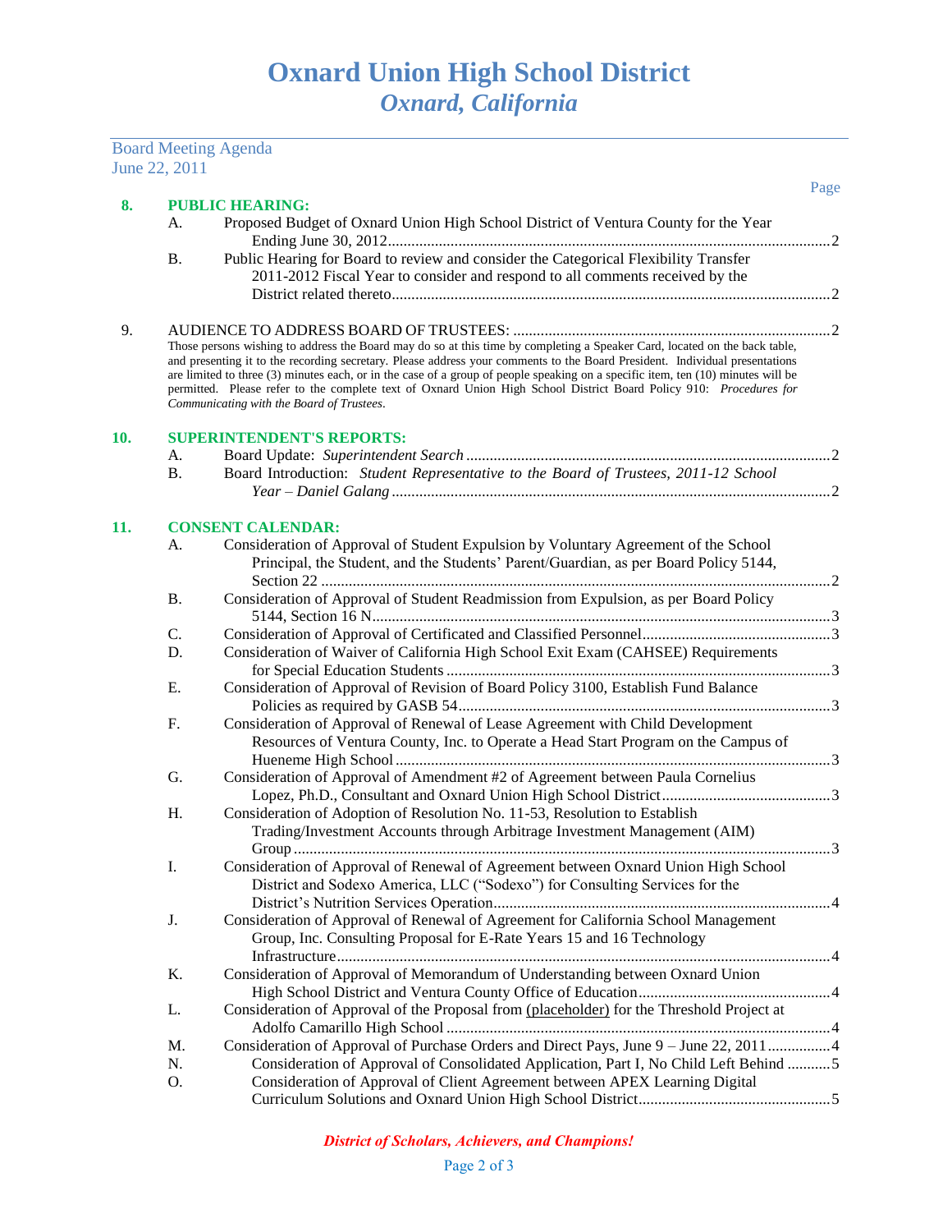# Oxnard Union High School District
## *Oxnard, California*

Board Meeting Agenda
June 22, 2011

Page

**8. PUBLIC HEARING:**

A. Proposed Budget of Oxnard Union High School District of Ventura County for the Year Ending June 30, 2012 ........ 2

B. Public Hearing for Board to review and consider the Categorical Flexibility Transfer 2011-2012 Fiscal Year to consider and respond to all comments received by the District related thereto ........ 2

9. AUDIENCE TO ADDRESS BOARD OF TRUSTEES: ........ 2

Those persons wishing to address the Board may do so at this time by completing a Speaker Card, located on the back table, and presenting it to the recording secretary. Please address your comments to the Board President. Individual presentations are limited to three (3) minutes each, or in the case of a group of people speaking on a specific item, ten (10) minutes will be permitted. Please refer to the complete text of Oxnard Union High School District Board Policy 910: *Procedures for Communicating with the Board of Trustees*.

**10. SUPERINTENDENT'S REPORTS:**

A. Board Update: *Superintendent Search* ........ 2

B. Board Introduction: *Student Representative to the Board of Trustees, 2011-12 School Year – Daniel Galang* ........ 2

**11. CONSENT CALENDAR:**

A. Consideration of Approval of Student Expulsion by Voluntary Agreement of the School Principal, the Student, and the Students' Parent/Guardian, as per Board Policy 5144, Section 22 ........ 2

B. Consideration of Approval of Student Readmission from Expulsion, as per Board Policy 5144, Section 16 N ........ 3

C. Consideration of Approval of Certificated and Classified Personnel ........ 3

D. Consideration of Waiver of California High School Exit Exam (CAHSEE) Requirements for Special Education Students ........ 3

E. Consideration of Approval of Revision of Board Policy 3100, Establish Fund Balance Policies as required by GASB 54 ........ 3

F. Consideration of Approval of Renewal of Lease Agreement with Child Development Resources of Ventura County, Inc. to Operate a Head Start Program on the Campus of Hueneme High School ........ 3

G. Consideration of Approval of Amendment #2 of Agreement between Paula Cornelius Lopez, Ph.D., Consultant and Oxnard Union High School District ........ 3

H. Consideration of Adoption of Resolution No. 11-53, Resolution to Establish Trading/Investment Accounts through Arbitrage Investment Management (AIM) Group ........ 3

I. Consideration of Approval of Renewal of Agreement between Oxnard Union High School District and Sodexo America, LLC ("Sodexo") for Consulting Services for the District's Nutrition Services Operation ........ 4

J. Consideration of Approval of Renewal of Agreement for California School Management Group, Inc. Consulting Proposal for E-Rate Years 15 and 16 Technology Infrastructure ........ 4

K. Consideration of Approval of Memorandum of Understanding between Oxnard Union High School District and Ventura County Office of Education ........ 4

L. Consideration of Approval of the Proposal from (placeholder) for the Threshold Project at Adolfo Camarillo High School ........ 4

M. Consideration of Approval of Purchase Orders and Direct Pays, June 9 – June 22, 2011 ........ 4

N. Consideration of Approval of Consolidated Application, Part I, No Child Left Behind ........ 5

O. Consideration of Approval of Client Agreement between APEX Learning Digital Curriculum Solutions and Oxnard Union High School District ........ 5

*District of Scholars, Achievers, and Champions!*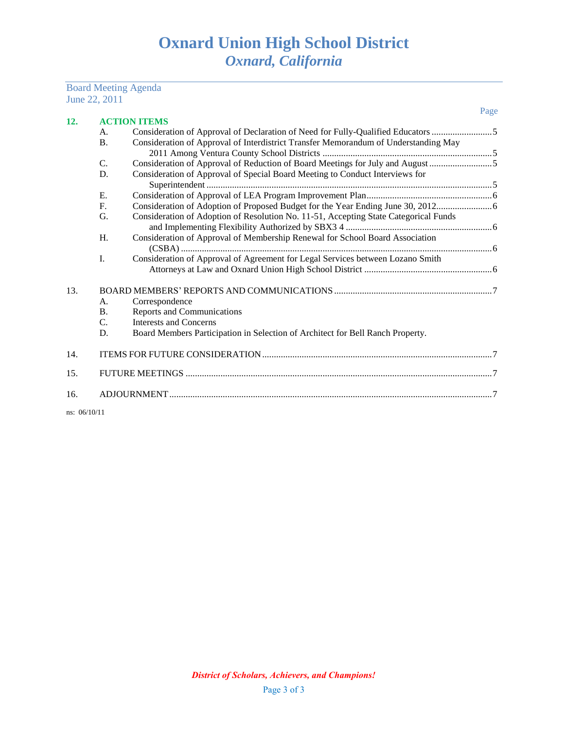# Oxnard Union High School District
## *Oxnard, California*

Board Meeting Agenda
June 22, 2011

Page

**12. ACTION ITEMS**

- A. Consideration of Approval of Declaration of Need for Fully-Qualified Educators ..........5
- B. Consideration of Approval of Interdistrict Transfer Memorandum of Understanding May 2011 Among Ventura County School Districts ..........5
- C. Consideration of Approval of Reduction of Board Meetings for July and August ..........5
- D. Consideration of Approval of Special Board Meeting to Conduct Interviews for Superintendent ..........5
- E. Consideration of Approval of LEA Program Improvement Plan ..........6
- F. Consideration of Adoption of Proposed Budget for the Year Ending June 30, 2012 ..........6
- G. Consideration of Adoption of Resolution No. 11-51, Accepting State Categorical Funds and Implementing Flexibility Authorized by SBX3 4 ..........6
- H. Consideration of Approval of Membership Renewal for School Board Association (CSBA) ..........6
- I. Consideration of Approval of Agreement for Legal Services between Lozano Smith Attorneys at Law and Oxnard Union High School District ..........6

13. BOARD MEMBERS' REPORTS AND COMMUNICATIONS ..........7

- A. Correspondence
- B. Reports and Communications
- C. Interests and Concerns
- D. Board Members Participation in Selection of Architect for Bell Ranch Property.

14. ITEMS FOR FUTURE CONSIDERATION ..........7

15. FUTURE MEETINGS ..........7

16. ADJOURNMENT ..........7

ns: 06/10/11

*District of Scholars, Achievers, and Champions!*